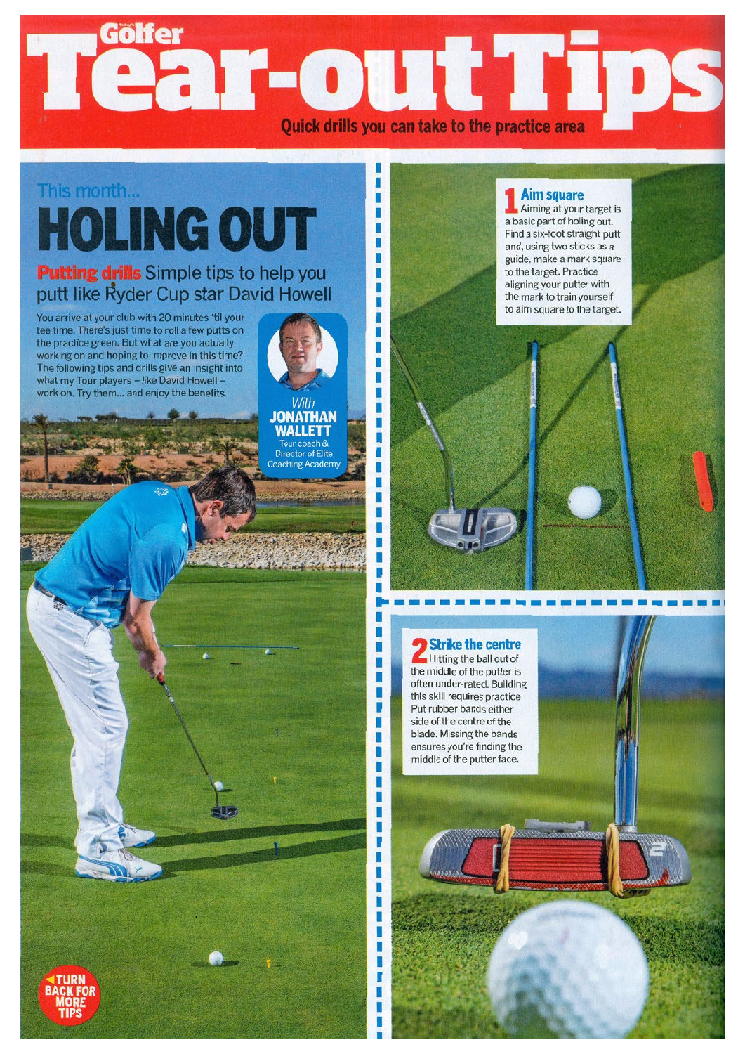# Today's Golfer Tear-out Tips

Quick drills you can take to the practice area

This month...

## HOLING OUT

**Putting drills** Simple tips to help you putt like Ryder Cup star David Howell

You arrive at your club with 20 minutes 'til your tee time. There's just time to roll a few putts on the practice green. But what are you actually working on and hoping to improve in this time? The following tips and drills give an insight into what my Tour players – like David Howell – work on. Try them... and enjoy the benefits.

With **JONATHAN WALLETT**
Tour coach & Director of Elite Coaching Academy

### 1 Aim square

Aiming at your target is a basic part of holing out. Find a six-foot straight putt and, using two sticks as a guide, make a mark square to the target. Practice aligning your putter with the mark to train yourself to aim square to the target.

### 2 Strike the centre

Hitting the ball out of the middle of the putter is often under-rated. Building this skill requires practice. Put rubber bands either side of the centre of the blade. Missing the bands ensures you're finding the middle of the putter face.

TURN BACK FOR MORE TIPS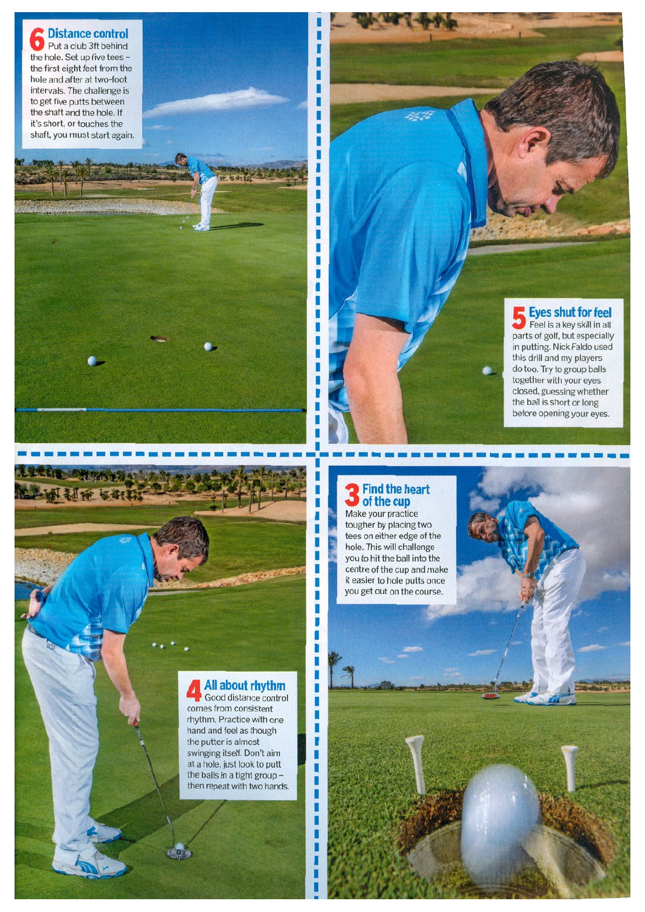## 6 Distance control

Put a club 3ft behind the hole. Set up five tees – the first eight feet from the hole and after at two-foot intervals. The challenge is to get five putts between the shaft and the hole. If it's short, or touches the shaft, you must start again.

## 5 Eyes shut for feel

Feel is a key skill in all parts of golf, but especially in putting. Nick Faldo used this drill and my players do too. Try to group balls together with your eyes closed, guessing whether the ball is short or long before opening your eyes.

## 4 All about rhythm

Good distance control comes from consistent rhythm. Practice with one hand and feel as though the putter is almost swinging itself. Don't aim at a hole, just look to putt the balls in a tight group – then repeat with two hands.

## 3 Find the heart of the cup

Make your practice tougher by placing two tees on either edge of the hole. This will challenge you to hit the ball into the centre of the cup and make it easier to hole putts once you get out on the course.